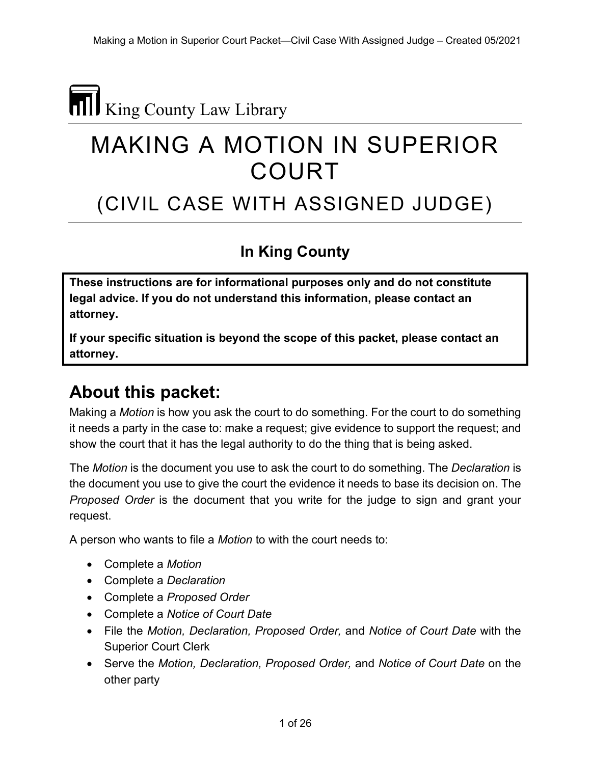King County Law Library

# MAKING A MOTION IN SUPERIOR COURT

## (CIVIL CASE WITH ASSIGNED JUDGE)

### In King County

**These instructions are for informational purposes only and do not constitute legal advice. If you do not understand this information, please contact an attorney.**

**If your specific situation is beyond the scope of this packet, please contact an attorney.**

## About this packet:

Making a *Motion* is how you ask the court to do something. For the court to do something it needs a party in the case to: make a request; give evidence to support the request; and show the court that it has the legal authority to do the thing that is being asked.

The *Motion* is the document you use to ask the court to do something. The *Declaration* is the document you use to give the court the evidence it needs to base its decision on. The *Proposed Order* is the document that you write for the judge to sign and grant your request.

A person who wants to file a *Motion* to with the court needs to:

- Complete a *Motion*
- Complete a *Declaration*
- Complete a *Proposed Order*
- Complete a *Notice of Court Date*
- File the *Motion, Declaration, Proposed Order,* and *Notice of Court Date* with the Superior Court Clerk
- Serve the *Motion, Declaration, Proposed Order,* and *Notice of Court Date* on the other party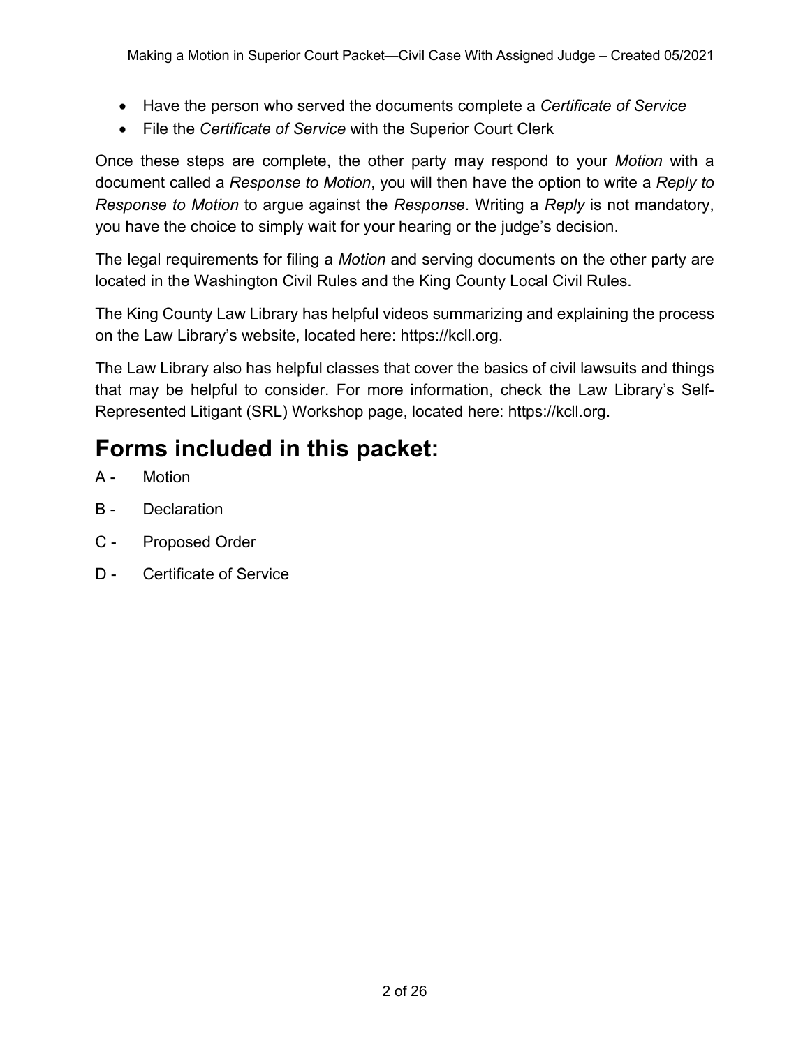- Have the person who served the documents complete a *Certificate of Service*
- File the *Certificate of Service* with the Superior Court Clerk

Once these steps are complete, the other party may respond to your *Motion* with a document called a *Response to Motion*, you will then have the option to write a *Reply to Response to Motion* to argue against the *Response*. Writing a *Reply* is not mandatory, you have the choice to simply wait for your hearing or the judge's decision.

The legal requirements for filing a *Motion* and serving documents on the other party are located in the Washington Civil Rules and the King County Local Civil Rules.

The King County Law Library has helpful videos summarizing and explaining the process on the Law Library's website, located here: https://kcll.org.

The Law Library also has helpful classes that cover the basics of civil lawsuits and things that may be helpful to consider. For more information, check the Law Library's Self-Represented Litigant (SRL) Workshop page, located here: https://kcll.org.

# Forms included in this packet:

A - Motion

B - Declaration

C - Proposed Order

D - Certificate of Service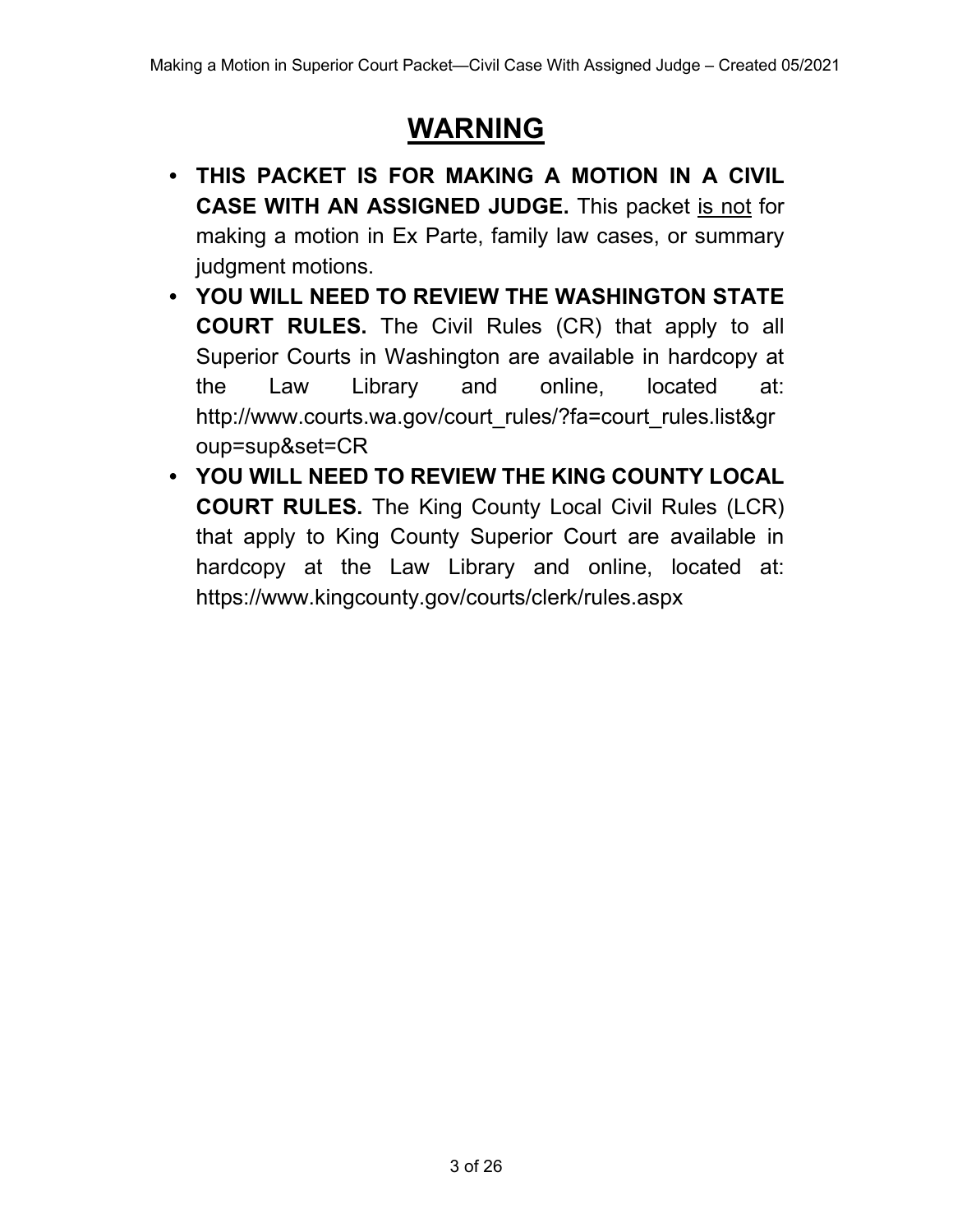# WARNING

- **THIS PACKET IS FOR MAKING A MOTION IN A CIVIL CASE WITH AN ASSIGNED JUDGE.** This packet is not for making a motion in Ex Parte, family law cases, or summary judgment motions.
- **YOU WILL NEED TO REVIEW THE WASHINGTON STATE COURT RULES.** The Civil Rules (CR) that apply to all Superior Courts in Washington are available in hardcopy at the Law Library and online, located at: http://www.courts.wa.gov/court_rules/?fa=court_rules.list&group=sup&set=CR
- **YOU WILL NEED TO REVIEW THE KING COUNTY LOCAL COURT RULES.** The King County Local Civil Rules (LCR) that apply to King County Superior Court are available in hardcopy at the Law Library and online, located at: https://www.kingcounty.gov/courts/clerk/rules.aspx